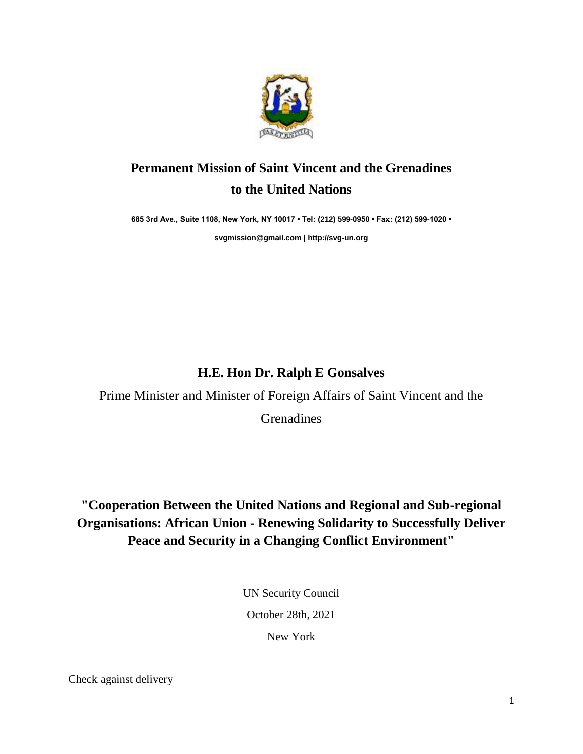# Permanent Mission of Saint Vincent and the Grenadines to the United Nations

**685 3rd Ave., Suite 1108, New York, NY 10017 • Tel: (212) 599-0950 • Fax: (212) 599-1020 •**

**svgmission@gmail.com | http://svg-un.org**

## H.E. Hon Dr. Ralph E Gonsalves

Prime Minister and Minister of Foreign Affairs of Saint Vincent and the Grenadines

## "Cooperation Between the United Nations and Regional and Sub-regional Organisations: African Union - Renewing Solidarity to Successfully Deliver Peace and Security in a Changing Conflict Environment"

UN Security Council

October 28th, 2021

New York

Check against delivery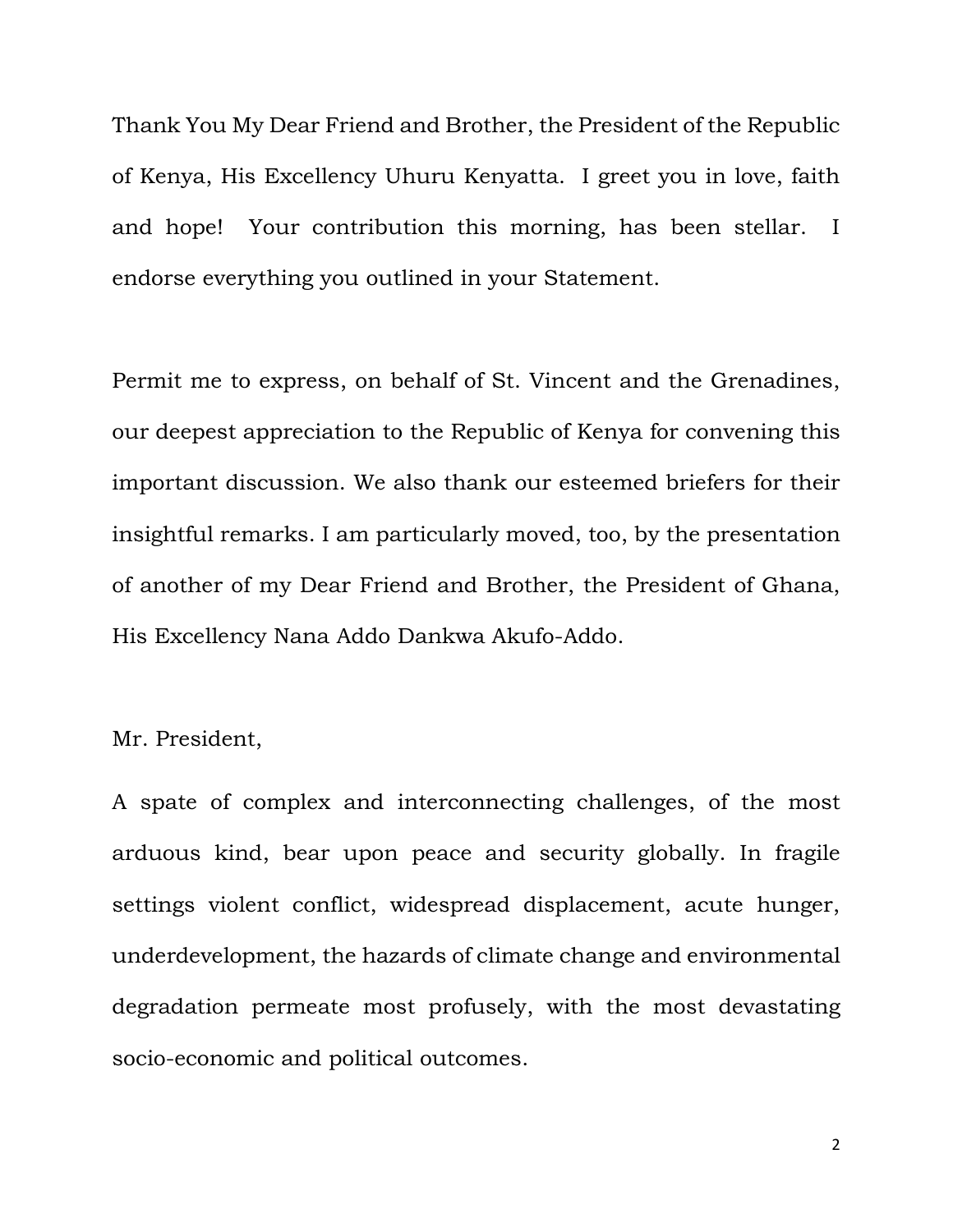Thank You My Dear Friend and Brother, the President of the Republic of Kenya, His Excellency Uhuru Kenyatta. I greet you in love, faith and hope! Your contribution this morning, has been stellar. I endorse everything you outlined in your Statement.

Permit me to express, on behalf of St. Vincent and the Grenadines, our deepest appreciation to the Republic of Kenya for convening this important discussion. We also thank our esteemed briefers for their insightful remarks. I am particularly moved, too, by the presentation of another of my Dear Friend and Brother, the President of Ghana, His Excellency Nana Addo Dankwa Akufo-Addo.

Mr. President,

A spate of complex and interconnecting challenges, of the most arduous kind, bear upon peace and security globally. In fragile settings violent conflict, widespread displacement, acute hunger, underdevelopment, the hazards of climate change and environmental degradation permeate most profusely, with the most devastating socio-economic and political outcomes.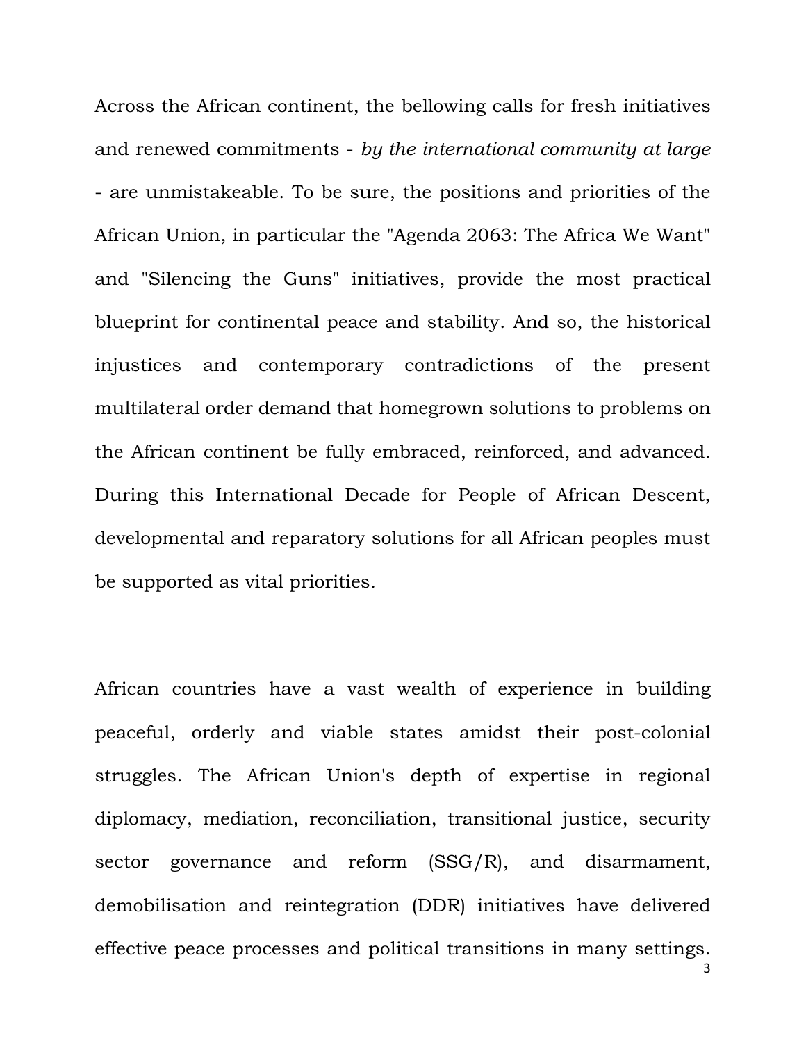Across the African continent, the bellowing calls for fresh initiatives and renewed commitments - *by the international community at large* - are unmistakeable. To be sure, the positions and priorities of the African Union, in particular the "Agenda 2063: The Africa We Want" and "Silencing the Guns" initiatives, provide the most practical blueprint for continental peace and stability. And so, the historical injustices and contemporary contradictions of the present multilateral order demand that homegrown solutions to problems on the African continent be fully embraced, reinforced, and advanced. During this International Decade for People of African Descent, developmental and reparatory solutions for all African peoples must be supported as vital priorities.

African countries have a vast wealth of experience in building peaceful, orderly and viable states amidst their post-colonial struggles. The African Union's depth of expertise in regional diplomacy, mediation, reconciliation, transitional justice, security sector governance and reform (SSG/R), and disarmament, demobilisation and reintegration (DDR) initiatives have delivered effective peace processes and political transitions in many settings.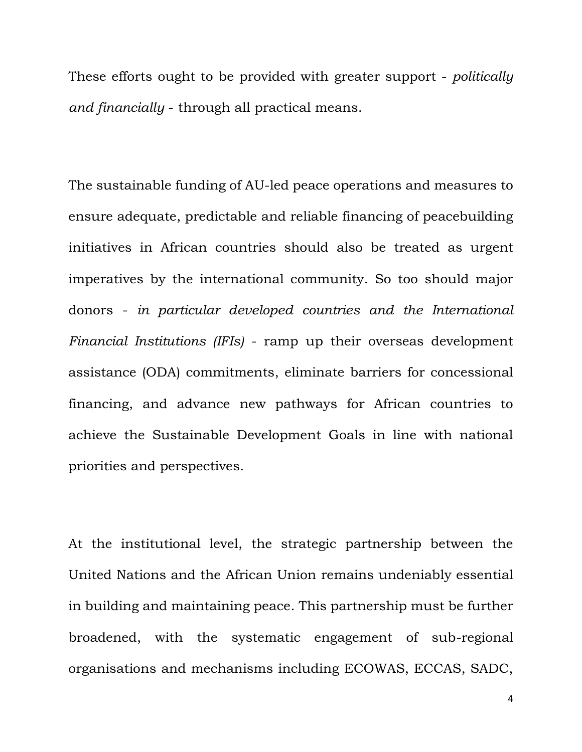These efforts ought to be provided with greater support - *politically and financially* - through all practical means.

The sustainable funding of AU-led peace operations and measures to ensure adequate, predictable and reliable financing of peacebuilding initiatives in African countries should also be treated as urgent imperatives by the international community. So too should major donors - *in particular developed countries and the International Financial Institutions (IFIs)* - ramp up their overseas development assistance (ODA) commitments, eliminate barriers for concessional financing, and advance new pathways for African countries to achieve the Sustainable Development Goals in line with national priorities and perspectives.

At the institutional level, the strategic partnership between the United Nations and the African Union remains undeniably essential in building and maintaining peace. This partnership must be further broadened, with the systematic engagement of sub-regional organisations and mechanisms including ECOWAS, ECCAS, SADC,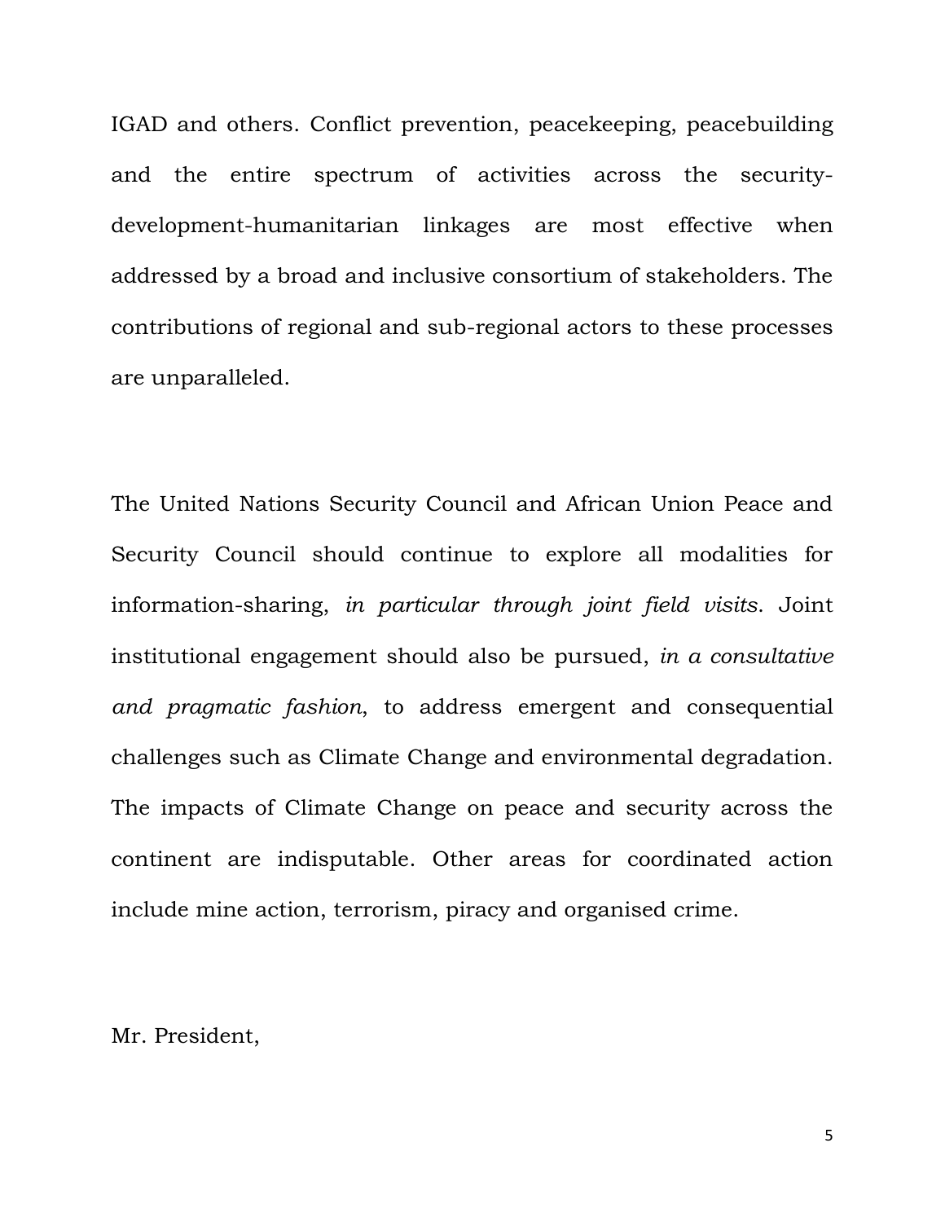IGAD and others. Conflict prevention, peacekeeping, peacebuilding and the entire spectrum of activities across the security-development-humanitarian linkages are most effective when addressed by a broad and inclusive consortium of stakeholders. The contributions of regional and sub-regional actors to these processes are unparalleled.

The United Nations Security Council and African Union Peace and Security Council should continue to explore all modalities for information-sharing, *in particular through joint field visits*. Joint institutional engagement should also be pursued, *in a consultative and pragmatic fashion*, to address emergent and consequential challenges such as Climate Change and environmental degradation. The impacts of Climate Change on peace and security across the continent are indisputable. Other areas for coordinated action include mine action, terrorism, piracy and organised crime.

Mr. President,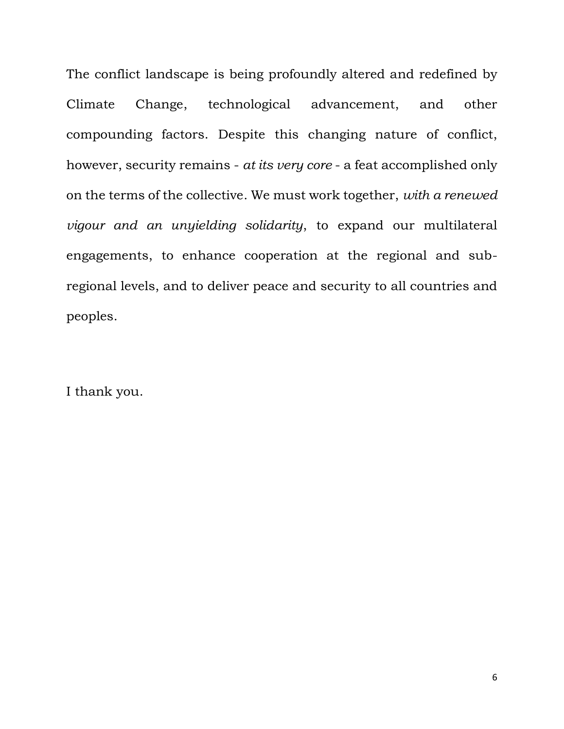The conflict landscape is being profoundly altered and redefined by Climate Change, technological advancement, and other compounding factors. Despite this changing nature of conflict, however, security remains - *at its very core* - a feat accomplished only on the terms of the collective. We must work together, *with a renewed vigour and an unyielding solidarity*, to expand our multilateral engagements, to enhance cooperation at the regional and sub-regional levels, and to deliver peace and security to all countries and peoples.

I thank you.